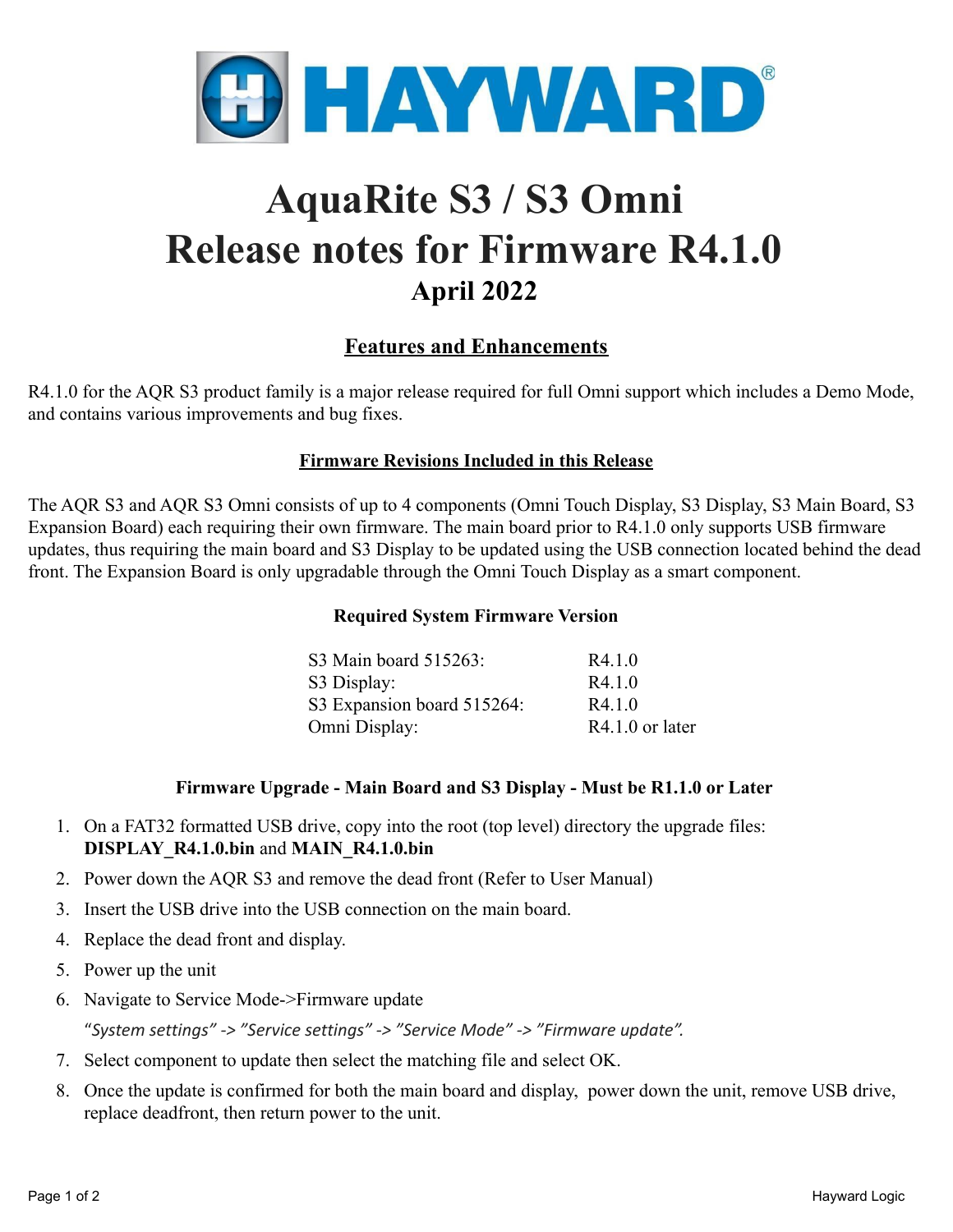HAYWARD®

# AquaRite S3 / S3 Omni
# Release notes for Firmware R4.1.0
### April 2022

## Features and Enhancements

R4.1.0 for the AQR S3 product family is a major release required for full Omni support which includes a Demo Mode, and contains various improvements and bug fixes.

### Firmware Revisions Included in this Release

The AQR S3 and AQR S3 Omni consists of up to 4 components (Omni Touch Display, S3 Display, S3 Main Board, S3 Expansion Board) each requiring their own firmware. The main board prior to R4.1.0 only supports USB firmware updates, thus requiring the main board and S3 Display to be updated using the USB connection located behind the dead front. The Expansion Board is only upgradable through the Omni Touch Display as a smart component.

**Required System Firmware Version**

| | |
|---|---|
| S3 Main board 515263: | R4.1.0 |
| S3 Display: | R4.1.0 |
| S3 Expansion board 515264: | R4.1.0 |
| Omni Display: | R4.1.0 or later |

**Firmware Upgrade - Main Board and S3 Display - Must be R1.1.0 or Later**

1. On a FAT32 formatted USB drive, copy into the root (top level) directory the upgrade files: **DISPLAY_R4.1.0.bin** and **MAIN_R4.1.0.bin**
2. Power down the AQR S3 and remove the dead front (Refer to User Manual)
3. Insert the USB drive into the USB connection on the main board.
4. Replace the dead front and display.
5. Power up the unit
6. Navigate to Service Mode->Firmware update

   *"System settings" -> "Service settings" -> "Service Mode" -> "Firmware update".*
7. Select component to update then select the matching file and select OK.
8. Once the update is confirmed for both the main board and display, power down the unit, remove USB drive, replace deadfront, then return power to the unit.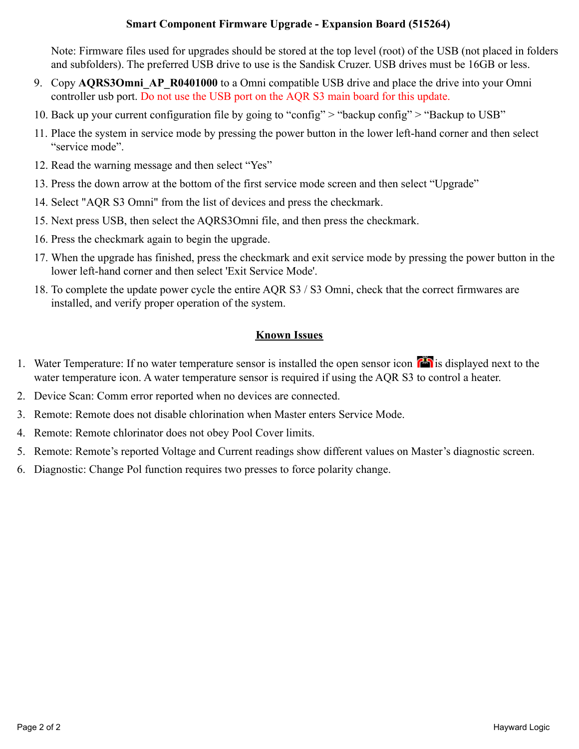**Smart Component Firmware Upgrade - Expansion Board (515264)**

Note: Firmware files used for upgrades should be stored at the top level (root) of the USB (not placed in folders and subfolders). The preferred USB drive to use is the Sandisk Cruzer. USB drives must be 16GB or less.

9. Copy **AQRS3Omni_AP_R0401000** to a Omni compatible USB drive and place the drive into your Omni controller usb port. Do not use the USB port on the AQR S3 main board for this update.
10. Back up your current configuration file by going to “config” > “backup config” > “Backup to USB”
11. Place the system in service mode by pressing the power button in the lower left-hand corner and then select “service mode”.
12. Read the warning message and then select “Yes”
13. Press the down arrow at the bottom of the first service mode screen and then select “Upgrade”
14. Select "AQR S3 Omni" from the list of devices and press the checkmark.
15. Next press USB, then select the AQRS3Omni file, and then press the checkmark.
16. Press the checkmark again to begin the upgrade.
17. When the upgrade has finished, press the checkmark and exit service mode by pressing the power button in the lower left-hand corner and then select 'Exit Service Mode'.
18. To complete the update power cycle the entire AQR S3 / S3 Omni, check that the correct firmwares are installed, and verify proper operation of the system.

## Known Issues

1. Water Temperature: If no water temperature sensor is installed the open sensor icon is displayed next to the water temperature icon. A water temperature sensor is required if using the AQR S3 to control a heater.
2. Device Scan: Comm error reported when no devices are connected.
3. Remote: Remote does not disable chlorination when Master enters Service Mode.
4. Remote: Remote chlorinator does not obey Pool Cover limits.
5. Remote: Remote’s reported Voltage and Current readings show different values on Master’s diagnostic screen.
6. Diagnostic: Change Pol function requires two presses to force polarity change.